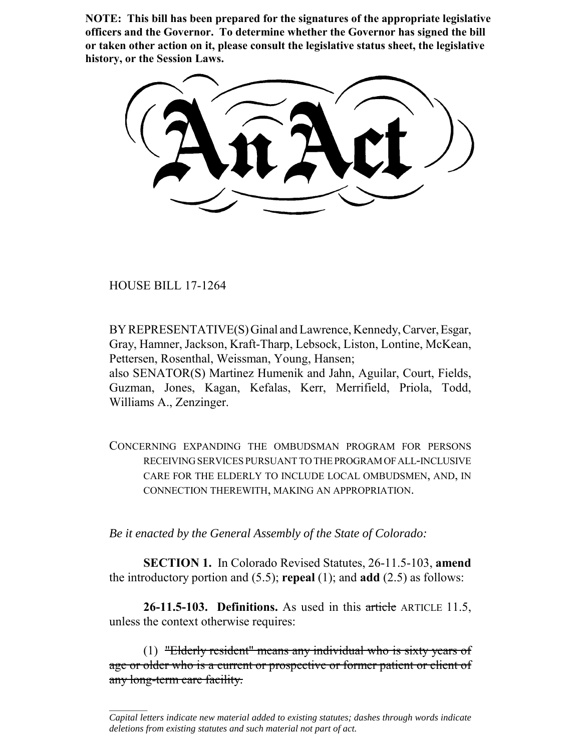**NOTE: This bill has been prepared for the signatures of the appropriate legislative officers and the Governor. To determine whether the Governor has signed the bill or taken other action on it, please consult the legislative status sheet, the legislative history, or the Session Laws.**

# An Act

HOUSE BILL 17-1264

BY REPRESENTATIVE(S) Ginal and Lawrence, Kennedy, Carver, Esgar, Gray, Hamner, Jackson, Kraft-Tharp, Lebsock, Liston, Lontine, McKean, Pettersen, Rosenthal, Weissman, Young, Hansen;
also SENATOR(S) Martinez Humenik and Jahn, Aguilar, Court, Fields, Guzman, Jones, Kagan, Kefalas, Kerr, Merrifield, Priola, Todd, Williams A., Zenzinger.

CONCERNING EXPANDING THE OMBUDSMAN PROGRAM FOR PERSONS RECEIVING SERVICES PURSUANT TO THE PROGRAM OF ALL-INCLUSIVE CARE FOR THE ELDERLY TO INCLUDE LOCAL OMBUDSMEN, AND, IN CONNECTION THEREWITH, MAKING AN APPROPRIATION.

*Be it enacted by the General Assembly of the State of Colorado:*

**SECTION 1.** In Colorado Revised Statutes, 26-11.5-103, **amend** the introductory portion and (5.5); **repeal** (1); and **add** (2.5) as follows:

**26-11.5-103. Definitions.** As used in this ~~article~~ ARTICLE 11.5, unless the context otherwise requires:

(1) ~~"Elderly resident" means any individual who is sixty years of age or older who is a current or prospective or former patient or client of any long-term care facility.~~

---

*Capital letters indicate new material added to existing statutes; dashes through words indicate deletions from existing statutes and such material not part of act.*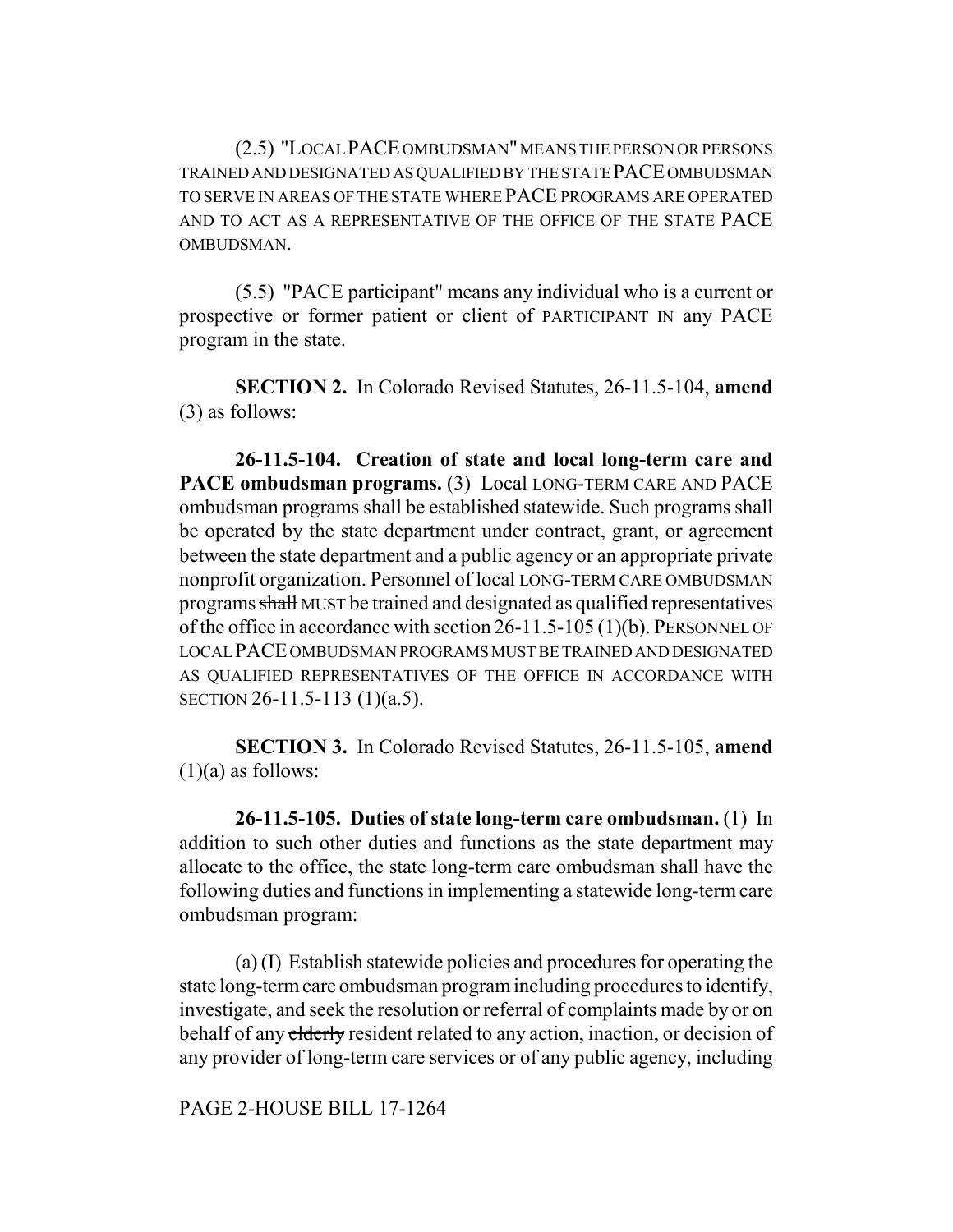(2.5) "LOCAL PACE OMBUDSMAN" MEANS THE PERSON OR PERSONS TRAINED AND DESIGNATED AS QUALIFIED BY THE STATE PACE OMBUDSMAN TO SERVE IN AREAS OF THE STATE WHERE PACE PROGRAMS ARE OPERATED AND TO ACT AS A REPRESENTATIVE OF THE OFFICE OF THE STATE PACE OMBUDSMAN.

(5.5) "PACE participant" means any individual who is a current or prospective or former ~~patient or client of~~ PARTICIPANT IN any PACE program in the state.

**SECTION 2.** In Colorado Revised Statutes, 26-11.5-104, **amend** (3) as follows:

**26-11.5-104. Creation of state and local long-term care and PACE ombudsman programs.** (3) Local LONG-TERM CARE AND PACE ombudsman programs shall be established statewide. Such programs shall be operated by the state department under contract, grant, or agreement between the state department and a public agency or an appropriate private nonprofit organization. Personnel of local LONG-TERM CARE OMBUDSMAN programs ~~shall~~ MUST be trained and designated as qualified representatives of the office in accordance with section 26-11.5-105 (1)(b). PERSONNEL OF LOCAL PACE OMBUDSMAN PROGRAMS MUST BE TRAINED AND DESIGNATED AS QUALIFIED REPRESENTATIVES OF THE OFFICE IN ACCORDANCE WITH SECTION 26-11.5-113 (1)(a.5).

**SECTION 3.** In Colorado Revised Statutes, 26-11.5-105, **amend** (1)(a) as follows:

**26-11.5-105. Duties of state long-term care ombudsman.** (1) In addition to such other duties and functions as the state department may allocate to the office, the state long-term care ombudsman shall have the following duties and functions in implementing a statewide long-term care ombudsman program:

(a) (I) Establish statewide policies and procedures for operating the state long-term care ombudsman program including procedures to identify, investigate, and seek the resolution or referral of complaints made by or on behalf of any ~~elderly~~ resident related to any action, inaction, or decision of any provider of long-term care services or of any public agency, including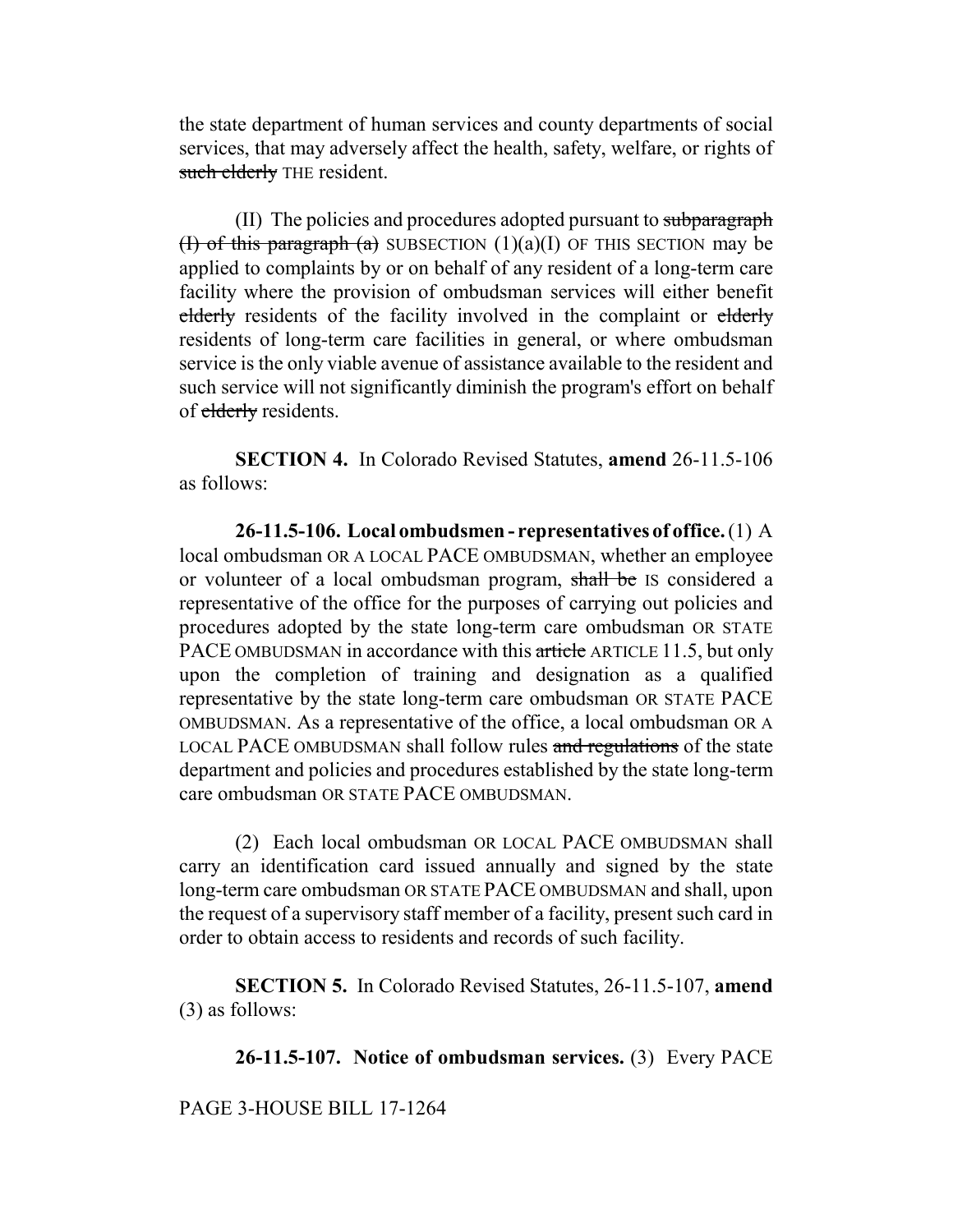the state department of human services and county departments of social services, that may adversely affect the health, safety, welfare, or rights of ~~such elderly~~ THE resident.

(II) The policies and procedures adopted pursuant to ~~subparagraph (I) of this paragraph (a)~~ SUBSECTION (1)(a)(I) OF THIS SECTION may be applied to complaints by or on behalf of any resident of a long-term care facility where the provision of ombudsman services will either benefit ~~elderly~~ residents of the facility involved in the complaint or ~~elderly~~ residents of long-term care facilities in general, or where ombudsman service is the only viable avenue of assistance available to the resident and such service will not significantly diminish the program's effort on behalf of ~~elderly~~ residents.

**SECTION 4.** In Colorado Revised Statutes, **amend** 26-11.5-106 as follows:

**26-11.5-106. Local ombudsmen - representatives of office.** (1) A local ombudsman OR A LOCAL PACE OMBUDSMAN, whether an employee or volunteer of a local ombudsman program, ~~shall be~~ IS considered a representative of the office for the purposes of carrying out policies and procedures adopted by the state long-term care ombudsman OR STATE PACE OMBUDSMAN in accordance with this ~~article~~ ARTICLE 11.5, but only upon the completion of training and designation as a qualified representative by the state long-term care ombudsman OR STATE PACE OMBUDSMAN. As a representative of the office, a local ombudsman OR A LOCAL PACE OMBUDSMAN shall follow rules ~~and regulations~~ of the state department and policies and procedures established by the state long-term care ombudsman OR STATE PACE OMBUDSMAN.

(2) Each local ombudsman OR LOCAL PACE OMBUDSMAN shall carry an identification card issued annually and signed by the state long-term care ombudsman OR STATE PACE OMBUDSMAN and shall, upon the request of a supervisory staff member of a facility, present such card in order to obtain access to residents and records of such facility.

**SECTION 5.** In Colorado Revised Statutes, 26-11.5-107, **amend** (3) as follows:

**26-11.5-107. Notice of ombudsman services.** (3) Every PACE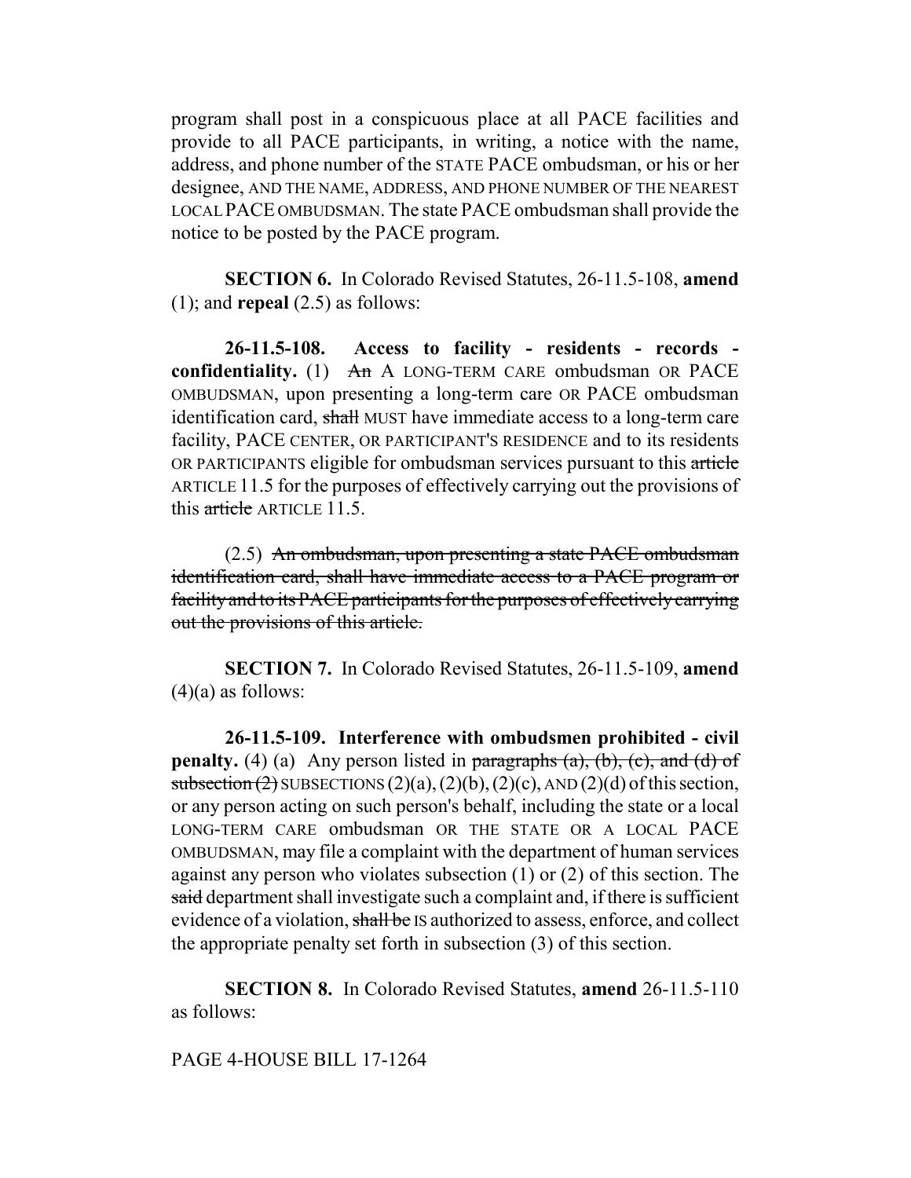program shall post in a conspicuous place at all PACE facilities and provide to all PACE participants, in writing, a notice with the name, address, and phone number of the STATE PACE ombudsman, or his or her designee, AND THE NAME, ADDRESS, AND PHONE NUMBER OF THE NEAREST LOCAL PACE OMBUDSMAN. The state PACE ombudsman shall provide the notice to be posted by the PACE program.

**SECTION 6.** In Colorado Revised Statutes, 26-11.5-108, **amend** (1); and **repeal** (2.5) as follows:

**26-11.5-108. Access to facility - residents - records - confidentiality.** (1) ~~An~~ A LONG-TERM CARE ombudsman OR PACE OMBUDSMAN, upon presenting a long-term care OR PACE ombudsman identification card, ~~shall~~ MUST have immediate access to a long-term care facility, PACE CENTER, OR PARTICIPANT'S RESIDENCE and to its residents OR PARTICIPANTS eligible for ombudsman services pursuant to this ~~article~~ ARTICLE 11.5 for the purposes of effectively carrying out the provisions of this ~~article~~ ARTICLE 11.5.

(2.5) ~~An ombudsman, upon presenting a state PACE ombudsman identification card, shall have immediate access to a PACE program or facility and to its PACE participants for the purposes of effectively carrying out the provisions of this article.~~

**SECTION 7.** In Colorado Revised Statutes, 26-11.5-109, **amend** (4)(a) as follows:

**26-11.5-109. Interference with ombudsmen prohibited - civil penalty.** (4) (a) Any person listed in ~~paragraphs (a), (b), (c), and (d) of subsection (2)~~ SUBSECTIONS (2)(a), (2)(b), (2)(c), AND (2)(d) of this section, or any person acting on such person's behalf, including the state or a local LONG-TERM CARE ombudsman OR THE STATE OR A LOCAL PACE OMBUDSMAN, may file a complaint with the department of human services against any person who violates subsection (1) or (2) of this section. The ~~said~~ department shall investigate such a complaint and, if there is sufficient evidence of a violation, ~~shall be~~ IS authorized to assess, enforce, and collect the appropriate penalty set forth in subsection (3) of this section.

**SECTION 8.** In Colorado Revised Statutes, **amend** 26-11.5-110 as follows: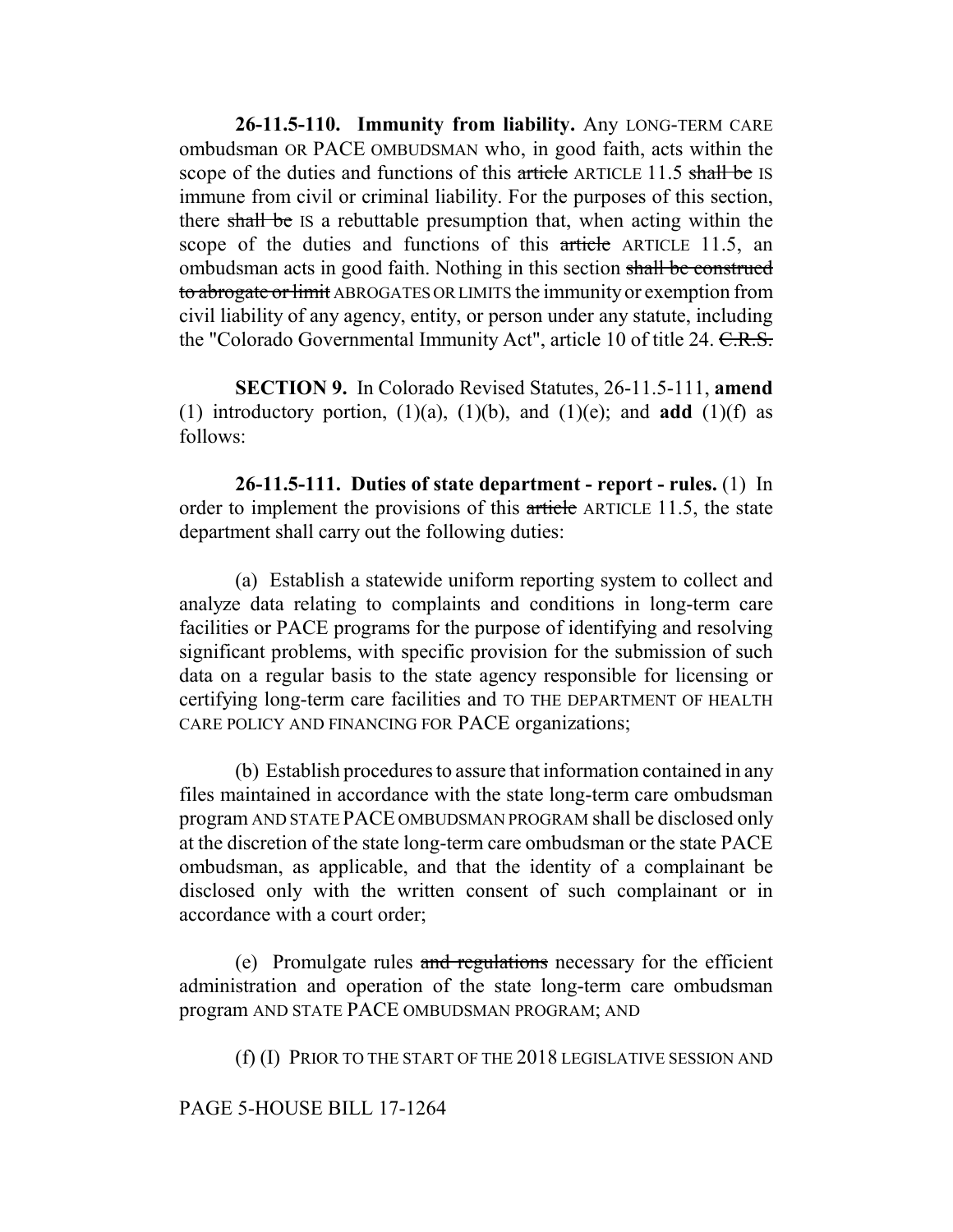**26-11.5-110. Immunity from liability.** Any LONG-TERM CARE ombudsman OR PACE OMBUDSMAN who, in good faith, acts within the scope of the duties and functions of this ~~article~~ ARTICLE 11.5 ~~shall be~~ IS immune from civil or criminal liability. For the purposes of this section, there ~~shall be~~ IS a rebuttable presumption that, when acting within the scope of the duties and functions of this ~~article~~ ARTICLE 11.5, an ombudsman acts in good faith. Nothing in this section ~~shall be construed to abrogate or limit~~ ABROGATES OR LIMITS the immunity or exemption from civil liability of any agency, entity, or person under any statute, including the "Colorado Governmental Immunity Act", article 10 of title 24. ~~C.R.S.~~

**SECTION 9.** In Colorado Revised Statutes, 26-11.5-111, **amend** (1) introductory portion, (1)(a), (1)(b), and (1)(e); and **add** (1)(f) as follows:

**26-11.5-111. Duties of state department - report - rules.** (1) In order to implement the provisions of this ~~article~~ ARTICLE 11.5, the state department shall carry out the following duties:

(a) Establish a statewide uniform reporting system to collect and analyze data relating to complaints and conditions in long-term care facilities or PACE programs for the purpose of identifying and resolving significant problems, with specific provision for the submission of such data on a regular basis to the state agency responsible for licensing or certifying long-term care facilities and TO THE DEPARTMENT OF HEALTH CARE POLICY AND FINANCING FOR PACE organizations;

(b) Establish procedures to assure that information contained in any files maintained in accordance with the state long-term care ombudsman program AND STATE PACE OMBUDSMAN PROGRAM shall be disclosed only at the discretion of the state long-term care ombudsman or the state PACE ombudsman, as applicable, and that the identity of a complainant be disclosed only with the written consent of such complainant or in accordance with a court order;

(e) Promulgate rules ~~and regulations~~ necessary for the efficient administration and operation of the state long-term care ombudsman program AND STATE PACE OMBUDSMAN PROGRAM; AND

(f) (I) PRIOR TO THE START OF THE 2018 LEGISLATIVE SESSION AND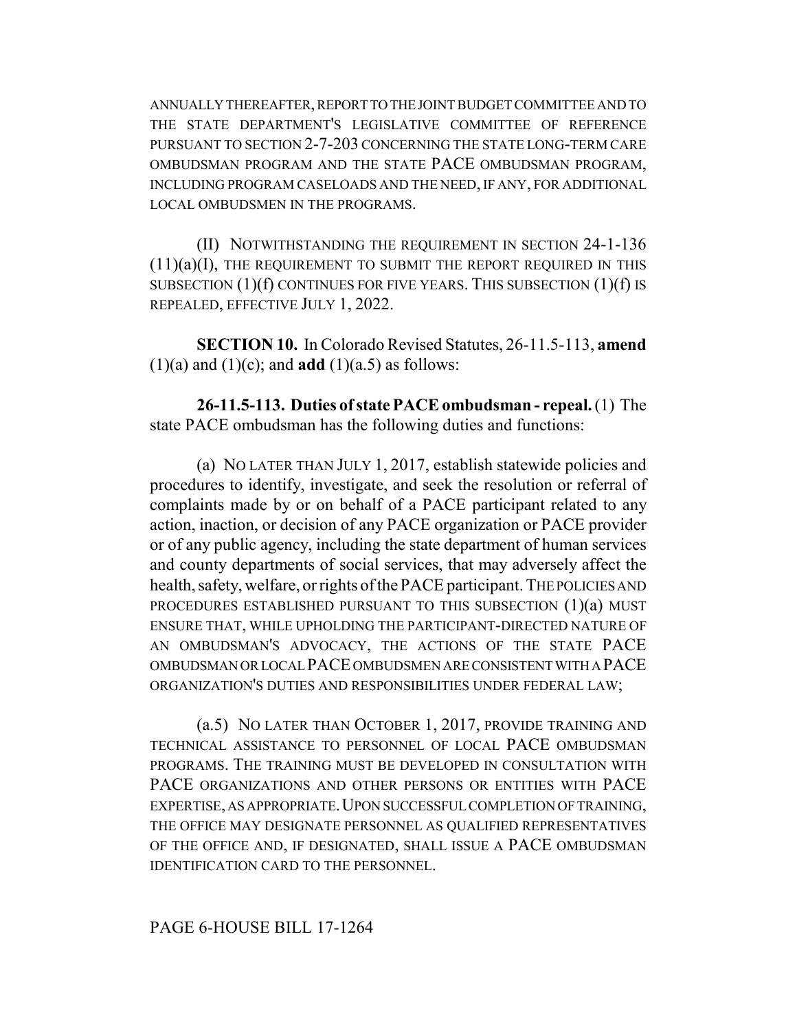ANNUALLY THEREAFTER, REPORT TO THE JOINT BUDGET COMMITTEE AND TO THE STATE DEPARTMENT'S LEGISLATIVE COMMITTEE OF REFERENCE PURSUANT TO SECTION 2-7-203 CONCERNING THE STATE LONG-TERM CARE OMBUDSMAN PROGRAM AND THE STATE PACE OMBUDSMAN PROGRAM, INCLUDING PROGRAM CASELOADS AND THE NEED, IF ANY, FOR ADDITIONAL LOCAL OMBUDSMEN IN THE PROGRAMS.

(II) NOTWITHSTANDING THE REQUIREMENT IN SECTION 24-1-136 (11)(a)(I), THE REQUIREMENT TO SUBMIT THE REPORT REQUIRED IN THIS SUBSECTION (1)(f) CONTINUES FOR FIVE YEARS. THIS SUBSECTION (1)(f) IS REPEALED, EFFECTIVE JULY 1, 2022.

**SECTION 10.** In Colorado Revised Statutes, 26-11.5-113, **amend** (1)(a) and (1)(c); and **add** (1)(a.5) as follows:

**26-11.5-113. Duties of state PACE ombudsman - repeal.** (1) The state PACE ombudsman has the following duties and functions:

(a) NO LATER THAN JULY 1, 2017, establish statewide policies and procedures to identify, investigate, and seek the resolution or referral of complaints made by or on behalf of a PACE participant related to any action, inaction, or decision of any PACE organization or PACE provider or of any public agency, including the state department of human services and county departments of social services, that may adversely affect the health, safety, welfare, or rights of the PACE participant. THE POLICIES AND PROCEDURES ESTABLISHED PURSUANT TO THIS SUBSECTION (1)(a) MUST ENSURE THAT, WHILE UPHOLDING THE PARTICIPANT-DIRECTED NATURE OF AN OMBUDSMAN'S ADVOCACY, THE ACTIONS OF THE STATE PACE OMBUDSMAN OR LOCAL PACE OMBUDSMEN ARE CONSISTENT WITH A PACE ORGANIZATION'S DUTIES AND RESPONSIBILITIES UNDER FEDERAL LAW;

(a.5) NO LATER THAN OCTOBER 1, 2017, PROVIDE TRAINING AND TECHNICAL ASSISTANCE TO PERSONNEL OF LOCAL PACE OMBUDSMAN PROGRAMS. THE TRAINING MUST BE DEVELOPED IN CONSULTATION WITH PACE ORGANIZATIONS AND OTHER PERSONS OR ENTITIES WITH PACE EXPERTISE, AS APPROPRIATE. UPON SUCCESSFUL COMPLETION OF TRAINING, THE OFFICE MAY DESIGNATE PERSONNEL AS QUALIFIED REPRESENTATIVES OF THE OFFICE AND, IF DESIGNATED, SHALL ISSUE A PACE OMBUDSMAN IDENTIFICATION CARD TO THE PERSONNEL.

PAGE 6-HOUSE BILL 17-1264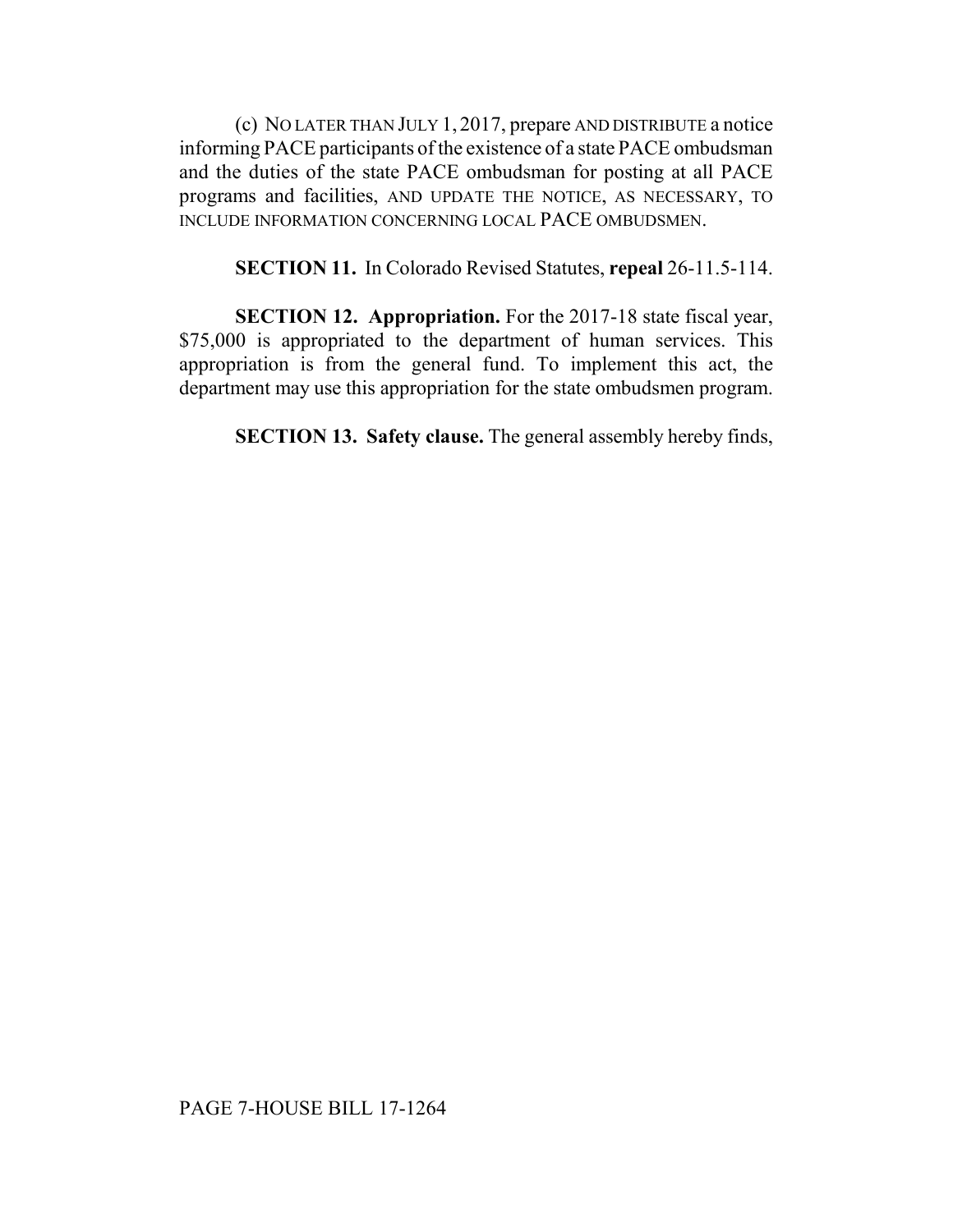(c) NO LATER THAN JULY 1, 2017, prepare AND DISTRIBUTE a notice informing PACE participants of the existence of a state PACE ombudsman and the duties of the state PACE ombudsman for posting at all PACE programs and facilities, AND UPDATE THE NOTICE, AS NECESSARY, TO INCLUDE INFORMATION CONCERNING LOCAL PACE OMBUDSMEN.

**SECTION 11.** In Colorado Revised Statutes, **repeal** 26-11.5-114.

**SECTION 12. Appropriation.** For the 2017-18 state fiscal year, $75,000 is appropriated to the department of human services. This appropriation is from the general fund. To implement this act, the department may use this appropriation for the state ombudsmen program.

**SECTION 13. Safety clause.** The general assembly hereby finds,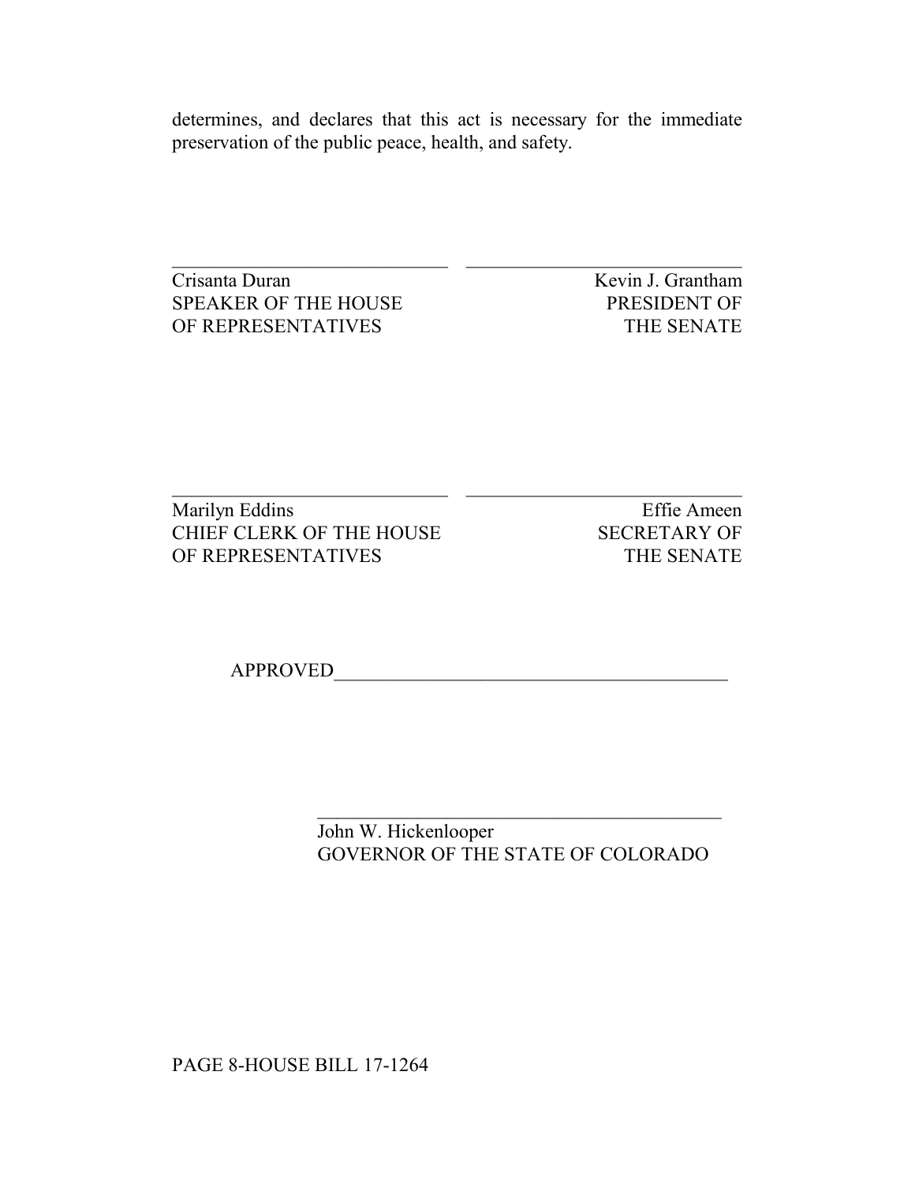determines, and declares that this act is necessary for the immediate preservation of the public peace, health, and safety.

| | |
|---|---|
| ____________________________ | ____________________________ |
| Crisanta Duran | Kevin J. Grantham |
| SPEAKER OF THE HOUSE | PRESIDENT OF |
| OF REPRESENTATIVES | THE SENATE |

| | |
|---|---|
| ____________________________ | ____________________________ |
| Marilyn Eddins | Effie Ameen |
| CHIEF CLERK OF THE HOUSE | SECRETARY OF |
| OF REPRESENTATIVES | THE SENATE |

APPROVED________________________________________

________________________________________

John W. Hickenlooper
GOVERNOR OF THE STATE OF COLORADO

PAGE 8-HOUSE BILL 17-1264